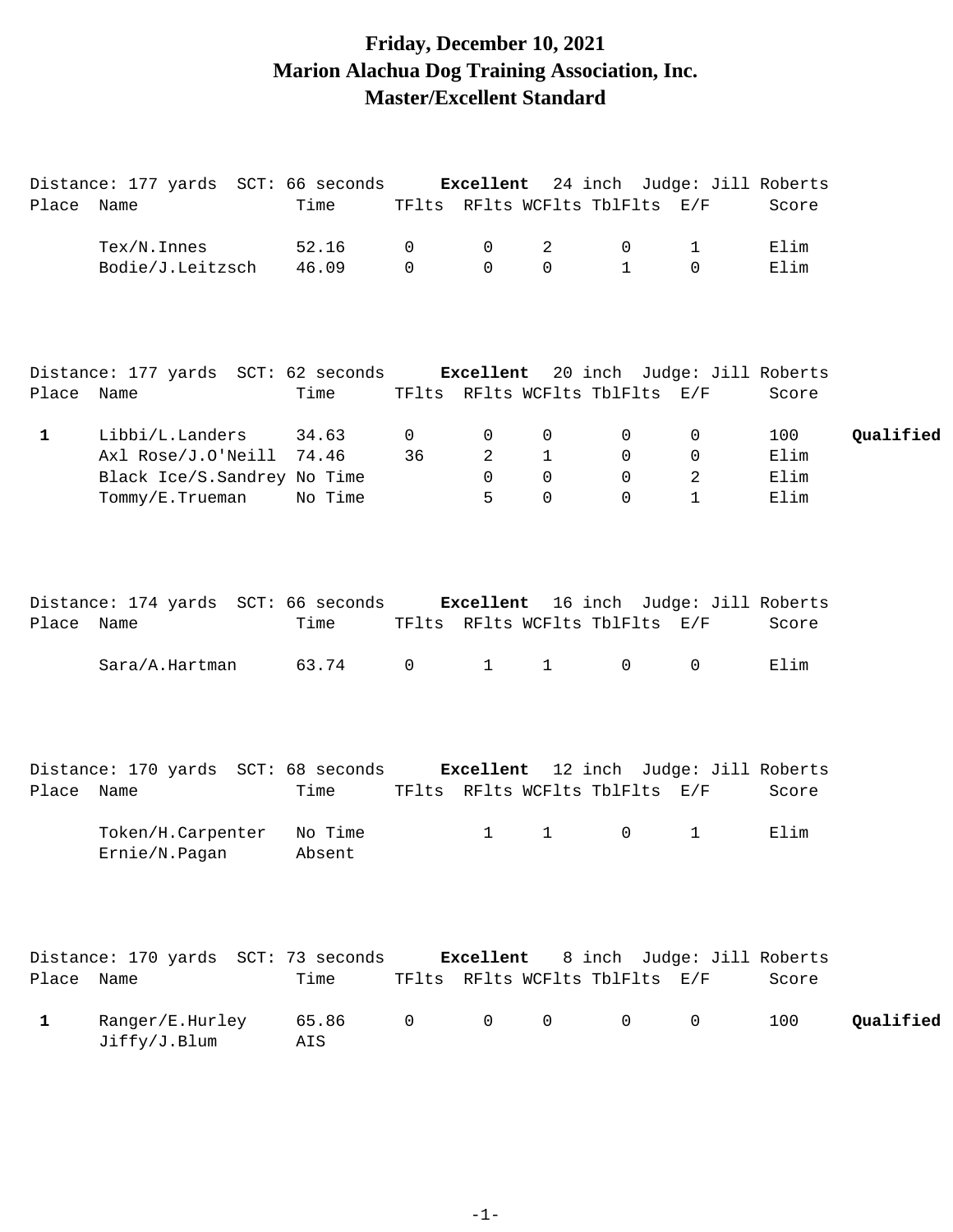# Friday, December 10, 2021
## Marion Alachua Dog Training Association, Inc.
## Master/Excellent Standard

Distance: 177 yards SCT: 66 seconds **Excellent** 24 inch Judge: Jill Roberts

| Place | Name | Time | TFlts | RFlts | WCFlts | TblFlts | E/F | Score | |
|---|---|---|---|---|---|---|---|---|---|
| | Tex/N.Innes | 52.16 | 0 | 0 | 2 | 0 | 1 | Elim | |
| | Bodie/J.Leitzsch | 46.09 | 0 | 0 | 0 | 1 | 0 | Elim | |

Distance: 177 yards SCT: 62 seconds **Excellent** 20 inch Judge: Jill Roberts

| Place | Name | Time | TFlts | RFlts | WCFlts | TblFlts | E/F | Score | |
|---|---|---|---|---|---|---|---|---|---|
| **1** | Libbi/L.Landers | 34.63 | 0 | 0 | 0 | 0 | 0 | 100 | **Qualified** |
| | Axl Rose/J.O'Neill | 74.46 | 36 | 2 | 1 | 0 | 0 | Elim | |
| | Black Ice/S.Sandrey | No Time | | 0 | 0 | 0 | 2 | Elim | |
| | Tommy/E.Trueman | No Time | | 5 | 0 | 0 | 1 | Elim | |

Distance: 174 yards SCT: 66 seconds **Excellent** 16 inch Judge: Jill Roberts

| Place | Name | Time | TFlts | RFlts | WCFlts | TblFlts | E/F | Score | |
|---|---|---|---|---|---|---|---|---|---|
| | Sara/A.Hartman | 63.74 | 0 | 1 | 1 | 0 | 0 | Elim | |

Distance: 170 yards SCT: 68 seconds **Excellent** 12 inch Judge: Jill Roberts

| Place | Name | Time | TFlts | RFlts | WCFlts | TblFlts | E/F | Score | |
|---|---|---|---|---|---|---|---|---|---|
| | Token/H.Carpenter | No Time | | 1 | 1 | 0 | 1 | Elim | |
| | Ernie/N.Pagan | Absent | | | | | | | |

Distance: 170 yards SCT: 73 seconds **Excellent** 8 inch Judge: Jill Roberts

| Place | Name | Time | TFlts | RFlts | WCFlts | TblFlts | E/F | Score | |
|---|---|---|---|---|---|---|---|---|---|
| **1** | Ranger/E.Hurley | 65.86 | 0 | 0 | 0 | 0 | 0 | 100 | **Qualified** |
| | Jiffy/J.Blum | AIS | | | | | | | |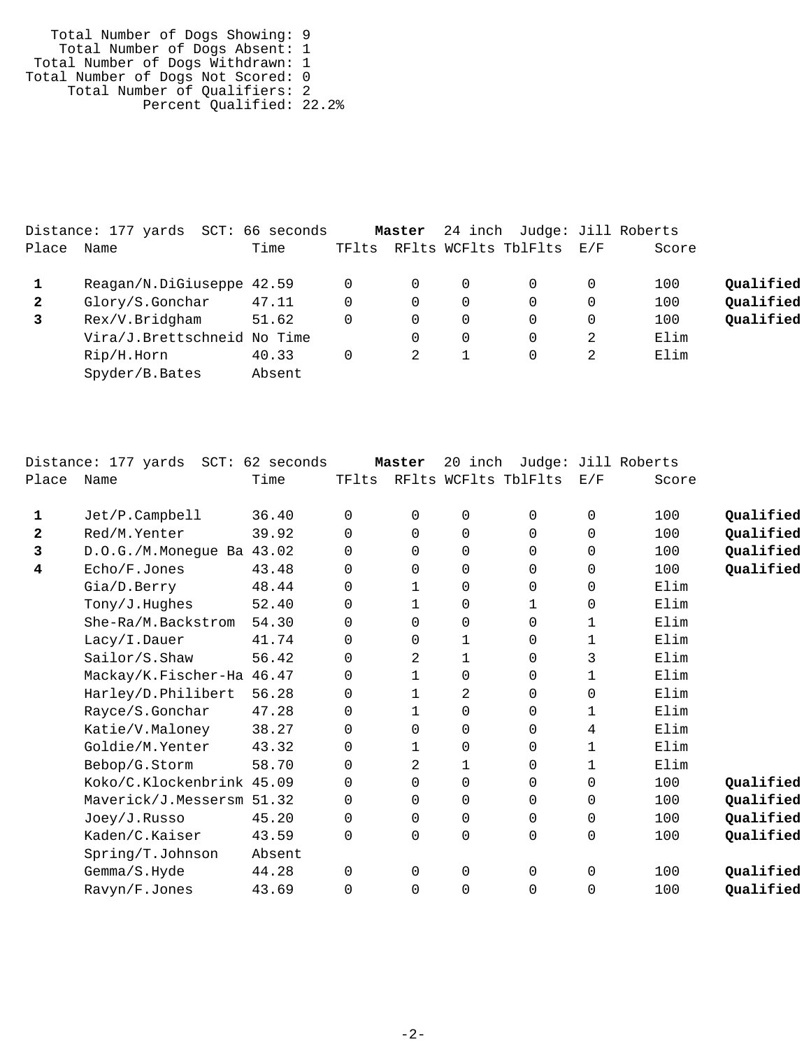Total Number of Dogs Showing: 9
Total Number of Dogs Absent: 1
Total Number of Dogs Withdrawn: 1
Total Number of Dogs Not Scored: 0
Total Number of Qualifiers: 2
Percent Qualified: 22.2%

Distance: 177 yards SCT: 66 seconds **Master** 24 inch Judge: Jill Roberts

| Place | Name | Time | TFlts | RFlts | WCFlts | TblFlts | E/F | Score | |
|---|---|---|---|---|---|---|---|---|---|
| **1** | Reagan/N.DiGiuseppe | 42.59 | 0 | 0 | 0 | 0 | 0 | 100 | **Qualified** |
| **2** | Glory/S.Gonchar | 47.11 | 0 | 0 | 0 | 0 | 0 | 100 | **Qualified** |
| **3** | Rex/V.Bridgham | 51.62 | 0 | 0 | 0 | 0 | 0 | 100 | **Qualified** |
| | Vira/J.Brettschneid | No Time | | 0 | 0 | 0 | 2 | Elim | |
| | Rip/H.Horn | 40.33 | 0 | 2 | 1 | 0 | 2 | Elim | |
| | Spyder/B.Bates | Absent | | | | | | | |

Distance: 177 yards SCT: 62 seconds **Master** 20 inch Judge: Jill Roberts

| Place | Name | Time | TFlts | RFlts | WCFlts | TblFlts | E/F | Score | |
|---|---|---|---|---|---|---|---|---|---|
| **1** | Jet/P.Campbell | 36.40 | 0 | 0 | 0 | 0 | 0 | 100 | **Qualified** |
| **2** | Red/M.Yenter | 39.92 | 0 | 0 | 0 | 0 | 0 | 100 | **Qualified** |
| **3** | D.O.G./M.Monegue Ba | 43.02 | 0 | 0 | 0 | 0 | 0 | 100 | **Qualified** |
| **4** | Echo/F.Jones | 43.48 | 0 | 0 | 0 | 0 | 0 | 100 | **Qualified** |
| | Gia/D.Berry | 48.44 | 0 | 1 | 0 | 0 | 0 | Elim | |
| | Tony/J.Hughes | 52.40 | 0 | 1 | 0 | 1 | 0 | Elim | |
| | She-Ra/M.Backstrom | 54.30 | 0 | 0 | 0 | 0 | 1 | Elim | |
| | Lacy/I.Dauer | 41.74 | 0 | 0 | 1 | 0 | 1 | Elim | |
| | Sailor/S.Shaw | 56.42 | 0 | 2 | 1 | 0 | 3 | Elim | |
| | Mackay/K.Fischer-Ha | 46.47 | 0 | 1 | 0 | 0 | 1 | Elim | |
| | Harley/D.Philibert | 56.28 | 0 | 1 | 2 | 0 | 0 | Elim | |
| | Rayce/S.Gonchar | 47.28 | 0 | 1 | 0 | 0 | 1 | Elim | |
| | Katie/V.Maloney | 38.27 | 0 | 0 | 0 | 0 | 4 | Elim | |
| | Goldie/M.Yenter | 43.32 | 0 | 1 | 0 | 0 | 1 | Elim | |
| | Bebop/G.Storm | 58.70 | 0 | 2 | 1 | 0 | 1 | Elim | |
| | Koko/C.Klockenbrink | 45.09 | 0 | 0 | 0 | 0 | 0 | 100 | **Qualified** |
| | Maverick/J.Messersm | 51.32 | 0 | 0 | 0 | 0 | 0 | 100 | **Qualified** |
| | Joey/J.Russo | 45.20 | 0 | 0 | 0 | 0 | 0 | 100 | **Qualified** |
| | Kaden/C.Kaiser | 43.59 | 0 | 0 | 0 | 0 | 0 | 100 | **Qualified** |
| | Spring/T.Johnson | Absent | | | | | | | |
| | Gemma/S.Hyde | 44.28 | 0 | 0 | 0 | 0 | 0 | 100 | **Qualified** |
| | Ravyn/F.Jones | 43.69 | 0 | 0 | 0 | 0 | 0 | 100 | **Qualified** |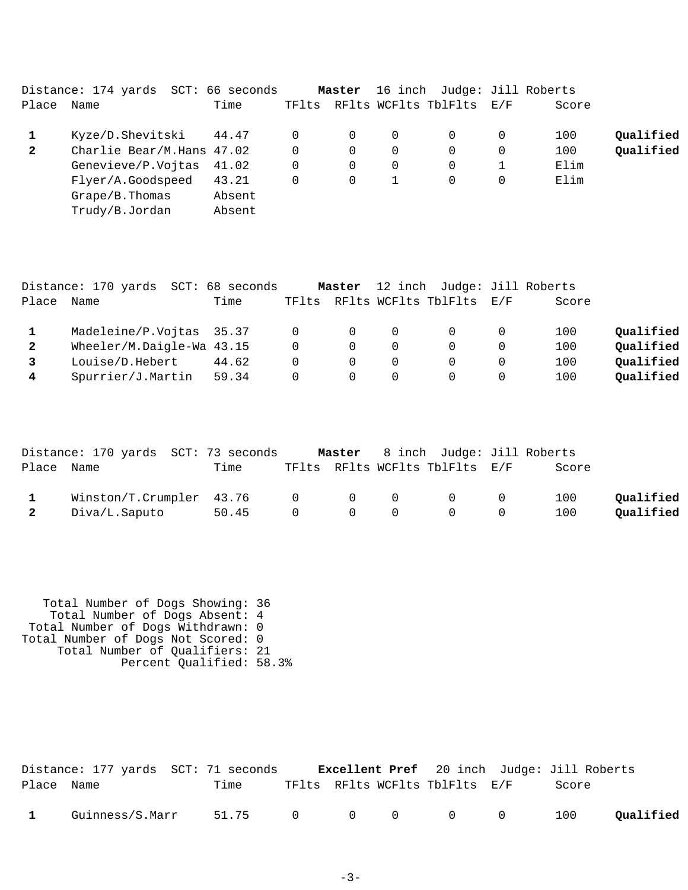Distance: 174 yards SCT: 66 seconds **Master** 16 inch Judge: Jill Roberts

| Place | Name | Time | TFlts | RFlts | WCFlts | TblFlts | E/F | Score | |
|---|---|---|---|---|---|---|---|---|---|
| **1** | Kyze/D.Shevitski | 44.47 | 0 | 0 | 0 | 0 | 0 | 100 | **Qualified** |
| **2** | Charlie Bear/M.Hans | 47.02 | 0 | 0 | 0 | 0 | 0 | 100 | **Qualified** |
| | Genevieve/P.Vojtas | 41.02 | 0 | 0 | 0 | 0 | 1 | Elim | |
| | Flyer/A.Goodspeed | 43.21 | 0 | 0 | 1 | 0 | 0 | Elim | |
| | Grape/B.Thomas | Absent | | | | | | | |
| | Trudy/B.Jordan | Absent | | | | | | | |

Distance: 170 yards SCT: 68 seconds **Master** 12 inch Judge: Jill Roberts

| Place | Name | Time | TFlts | RFlts | WCFlts | TblFlts | E/F | Score | |
|---|---|---|---|---|---|---|---|---|---|
| **1** | Madeleine/P.Vojtas | 35.37 | 0 | 0 | 0 | 0 | 0 | 100 | **Qualified** |
| **2** | Wheeler/M.Daigle-Wa | 43.15 | 0 | 0 | 0 | 0 | 0 | 100 | **Qualified** |
| **3** | Louise/D.Hebert | 44.62 | 0 | 0 | 0 | 0 | 0 | 100 | **Qualified** |
| **4** | Spurrier/J.Martin | 59.34 | 0 | 0 | 0 | 0 | 0 | 100 | **Qualified** |

Distance: 170 yards SCT: 73 seconds **Master** 8 inch Judge: Jill Roberts

| Place | Name | Time | TFlts | RFlts | WCFlts | TblFlts | E/F | Score | |
|---|---|---|---|---|---|---|---|---|---|
| **1** | Winston/T.Crumpler | 43.76 | 0 | 0 | 0 | 0 | 0 | 100 | **Qualified** |
| **2** | Diva/L.Saputo | 50.45 | 0 | 0 | 0 | 0 | 0 | 100 | **Qualified** |

Total Number of Dogs Showing: 36
Total Number of Dogs Absent: 4
Total Number of Dogs Withdrawn: 0
Total Number of Dogs Not Scored: 0
Total Number of Qualifiers: 21
Percent Qualified: 58.3%

Distance: 177 yards SCT: 71 seconds **Excellent Pref** 20 inch Judge: Jill Roberts

| Place | Name | Time | TFlts | RFlts | WCFlts | TblFlts | E/F | Score | |
|---|---|---|---|---|---|---|---|---|---|
| **1** | Guinness/S.Marr | 51.75 | 0 | 0 | 0 | 0 | 0 | 100 | **Qualified** |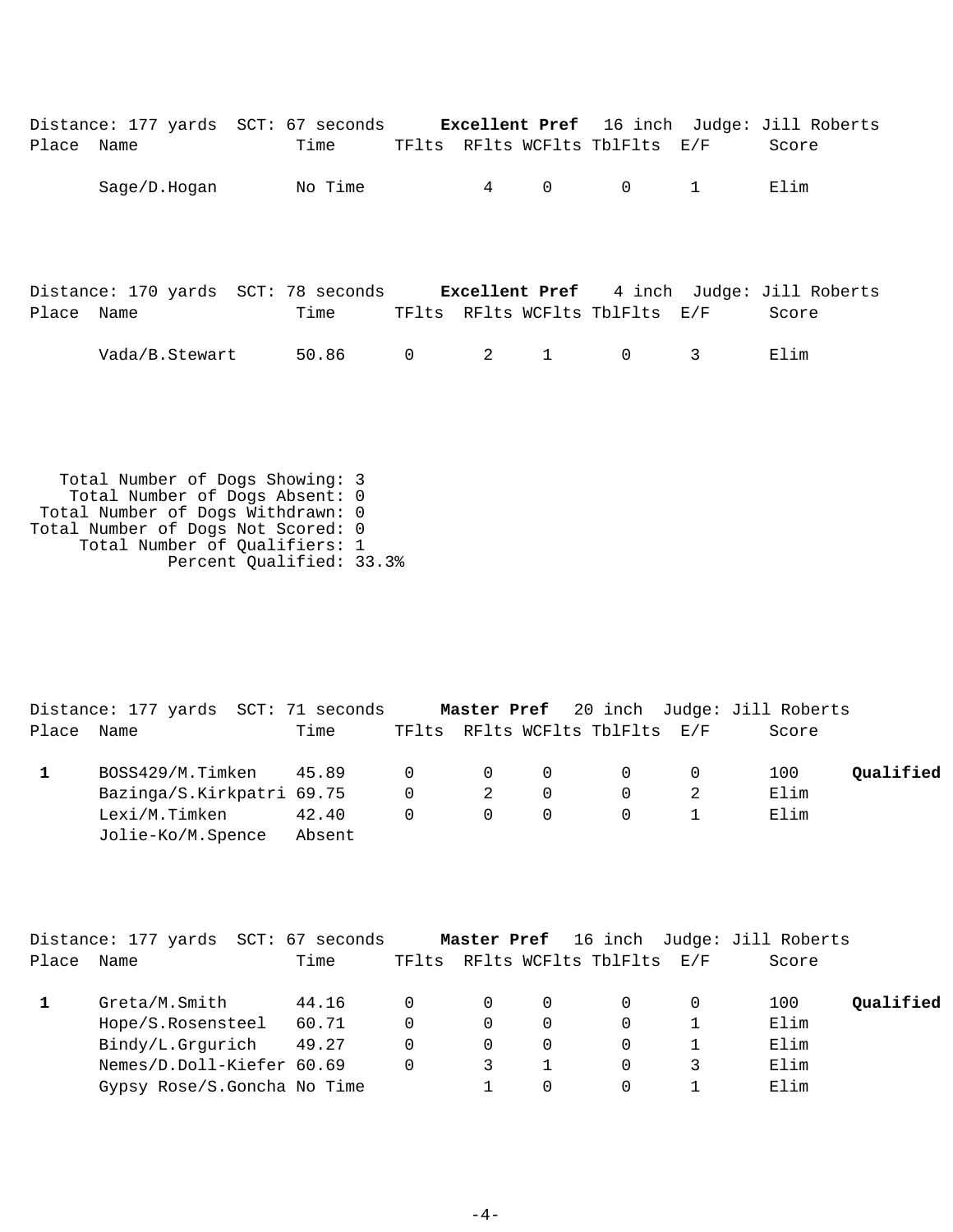Distance: 177 yards SCT: 67 seconds **Excellent Pref** 16 inch Judge: Jill Roberts

| Place | Name | Time | TFlts | RFlts | WCFlts | TblFlts | E/F | Score | |
|---|---|---|---|---|---|---|---|---|---|
| | Sage/D.Hogan | No Time | | 4 | 0 | 0 | 1 | Elim | |

Distance: 170 yards SCT: 78 seconds **Excellent Pref** 4 inch Judge: Jill Roberts

| Place | Name | Time | TFlts | RFlts | WCFlts | TblFlts | E/F | Score | |
|---|---|---|---|---|---|---|---|---|---|
| | Vada/B.Stewart | 50.86 | 0 | 2 | 1 | 0 | 3 | Elim | |

Total Number of Dogs Showing: 3
Total Number of Dogs Absent: 0
Total Number of Dogs Withdrawn: 0
Total Number of Dogs Not Scored: 0
Total Number of Qualifiers: 1
Percent Qualified: 33.3%

Distance: 177 yards SCT: 71 seconds **Master Pref** 20 inch Judge: Jill Roberts

| Place | Name | Time | TFlts | RFlts | WCFlts | TblFlts | E/F | Score | |
|---|---|---|---|---|---|---|---|---|---|
| 1 | BOSS429/M.Timken | 45.89 | 0 | 0 | 0 | 0 | 0 | 100 | **Qualified** |
| | Bazinga/S.Kirkpatri | 69.75 | 0 | 2 | 0 | 0 | 2 | Elim | |
| | Lexi/M.Timken | 42.40 | 0 | 0 | 0 | 0 | 1 | Elim | |
| | Jolie-Ko/M.Spence | Absent | | | | | | | |

Distance: 177 yards SCT: 67 seconds **Master Pref** 16 inch Judge: Jill Roberts

| Place | Name | Time | TFlts | RFlts | WCFlts | TblFlts | E/F | Score | |
|---|---|---|---|---|---|---|---|---|---|
| 1 | Greta/M.Smith | 44.16 | 0 | 0 | 0 | 0 | 0 | 100 | **Qualified** |
| | Hope/S.Rosensteel | 60.71 | 0 | 0 | 0 | 0 | 1 | Elim | |
| | Bindy/L.Grgurich | 49.27 | 0 | 0 | 0 | 0 | 1 | Elim | |
| | Nemes/D.Doll-Kiefer | 60.69 | 0 | 3 | 1 | 0 | 3 | Elim | |
| | Gypsy Rose/S.Goncha | No Time | | 1 | 0 | 0 | 1 | Elim | |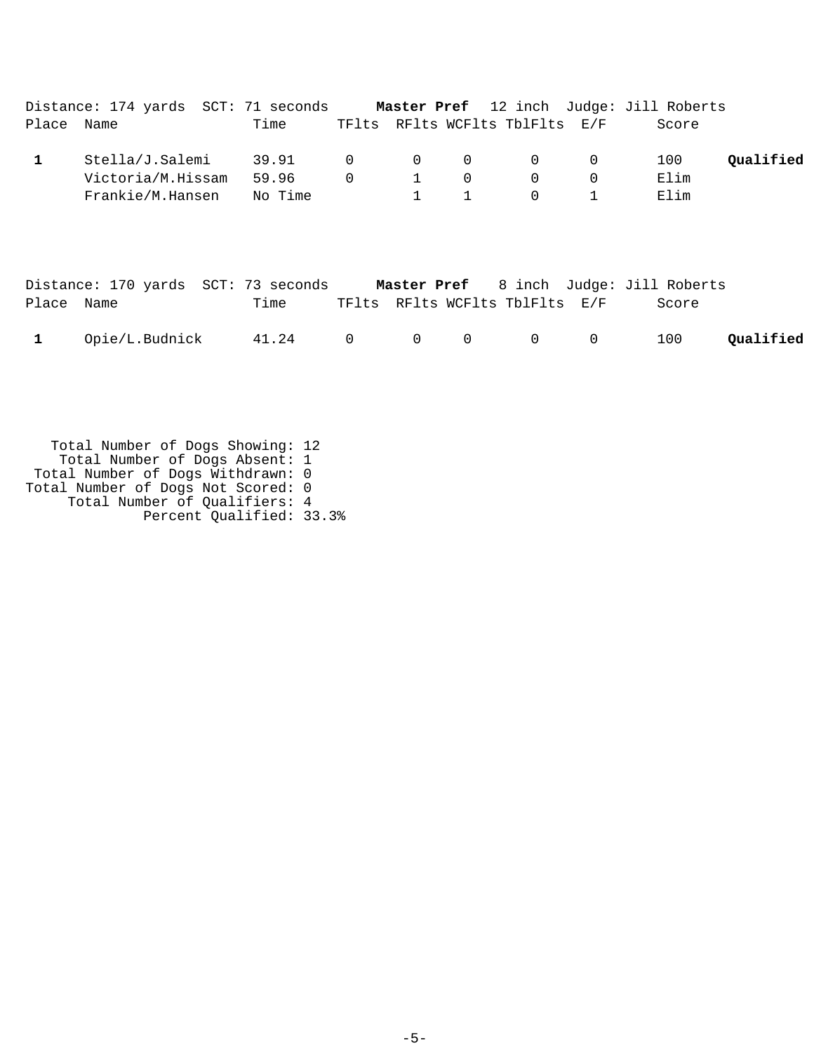Distance: 174 yards  SCT: 71 seconds  **Master Pref**  12 inch  Judge: Jill Roberts

| Place | Name | Time | TFlts | RFlts | WCFlts | TblFlts | E/F | Score | |
|---|---|---|---|---|---|---|---|---|---|
| **1** | Stella/J.Salemi | 39.91 | 0 | 0 | 0 | 0 | 0 | 100 | **Qualified** |
| | Victoria/M.Hissam | 59.96 | 0 | 1 | 0 | 0 | 0 | Elim | |
| | Frankie/M.Hansen | No Time | | 1 | 1 | 0 | 1 | Elim | |

Distance: 170 yards  SCT: 73 seconds  **Master Pref**  8 inch  Judge: Jill Roberts

| Place | Name | Time | TFlts | RFlts | WCFlts | TblFlts | E/F | Score | |
|---|---|---|---|---|---|---|---|---|---|
| **1** | Opie/L.Budnick | 41.24 | 0 | 0 | 0 | 0 | 0 | 100 | **Qualified** |

Total Number of Dogs Showing: 12
Total Number of Dogs Absent: 1
Total Number of Dogs Withdrawn: 0
Total Number of Dogs Not Scored: 0
Total Number of Qualifiers: 4
Percent Qualified: 33.3%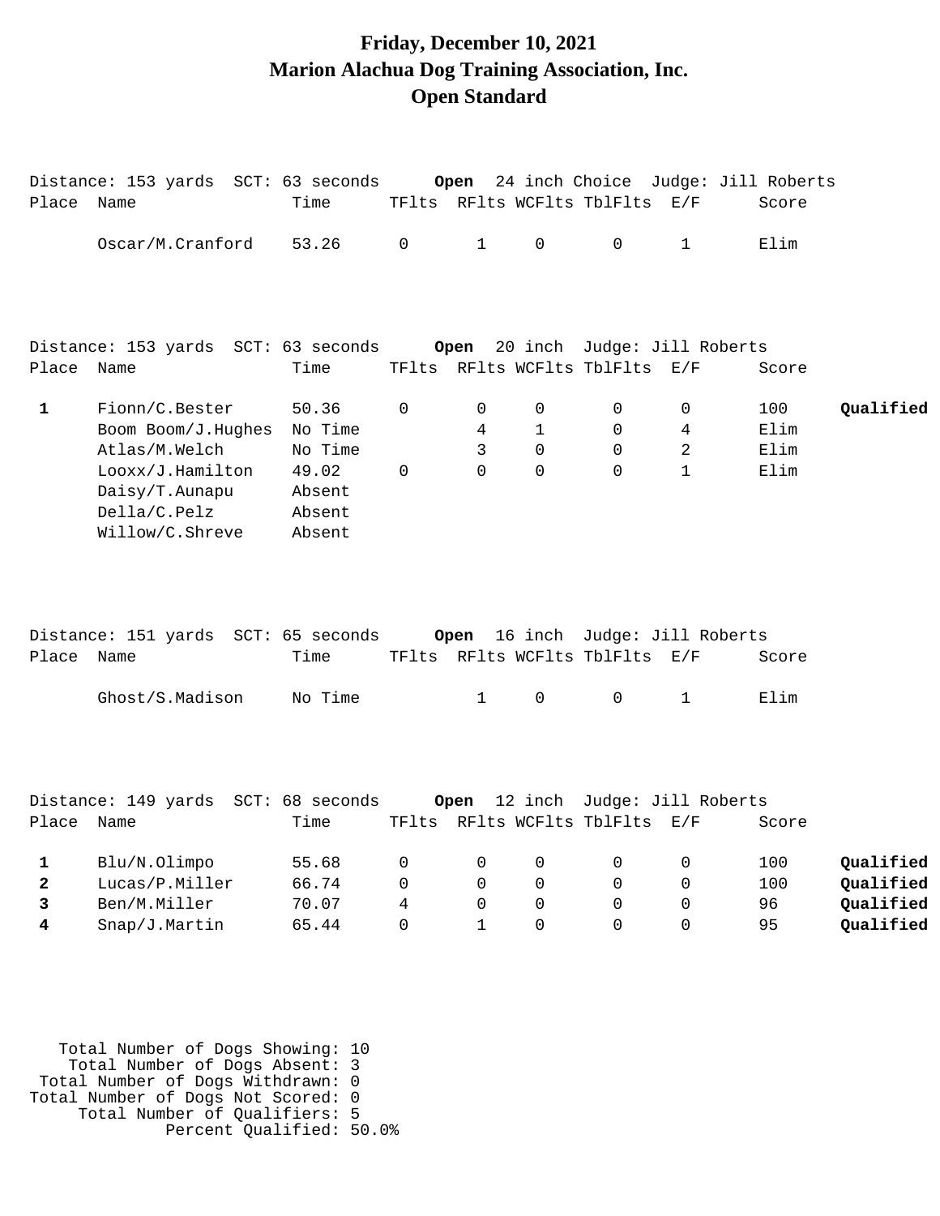# Friday, December 10, 2021
# Marion Alachua Dog Training Association, Inc.
# Open Standard

Distance: 153 yards  SCT: 63 seconds  **Open**  24 inch Choice  Judge: Jill Roberts

| Place | Name | Time | TFlts | RFlts | WCFlts | TblFlts | E/F | Score | |
|---|---|---|---|---|---|---|---|---|---|
| | Oscar/M.Cranford | 53.26 | 0 | 1 | 0 | 0 | 1 | Elim | |

Distance: 153 yards  SCT: 63 seconds  **Open**  20 inch  Judge: Jill Roberts

| Place | Name | Time | TFlts | RFlts | WCFlts | TblFlts | E/F | Score | |
|---|---|---|---|---|---|---|---|---|---|
| **1** | Fionn/C.Bester | 50.36 | 0 | 0 | 0 | 0 | 0 | 100 | **Qualified** |
| | Boom Boom/J.Hughes | No Time | | 4 | 1 | 0 | 4 | Elim | |
| | Atlas/M.Welch | No Time | | 3 | 0 | 0 | 2 | Elim | |
| | Looxx/J.Hamilton | 49.02 | 0 | 0 | 0 | 0 | 1 | Elim | |
| | Daisy/T.Aunapu | Absent | | | | | | | |
| | Della/C.Pelz | Absent | | | | | | | |
| | Willow/C.Shreve | Absent | | | | | | | |

Distance: 151 yards  SCT: 65 seconds  **Open**  16 inch  Judge: Jill Roberts

| Place | Name | Time | TFlts | RFlts | WCFlts | TblFlts | E/F | Score | |
|---|---|---|---|---|---|---|---|---|---|
| | Ghost/S.Madison | No Time | | 1 | 0 | 0 | 1 | Elim | |

Distance: 149 yards  SCT: 68 seconds  **Open**  12 inch  Judge: Jill Roberts

| Place | Name | Time | TFlts | RFlts | WCFlts | TblFlts | E/F | Score | |
|---|---|---|---|---|---|---|---|---|---|
| **1** | Blu/N.Olimpo | 55.68 | 0 | 0 | 0 | 0 | 0 | 100 | **Qualified** |
| **2** | Lucas/P.Miller | 66.74 | 0 | 0 | 0 | 0 | 0 | 100 | **Qualified** |
| **3** | Ben/M.Miller | 70.07 | 4 | 0 | 0 | 0 | 0 | 96 | **Qualified** |
| **4** | Snap/J.Martin | 65.44 | 0 | 1 | 0 | 0 | 0 | 95 | **Qualified** |

Total Number of Dogs Showing: 10
Total Number of Dogs Absent: 3
Total Number of Dogs Withdrawn: 0
Total Number of Dogs Not Scored: 0
Total Number of Qualifiers: 5
Percent Qualified: 50.0%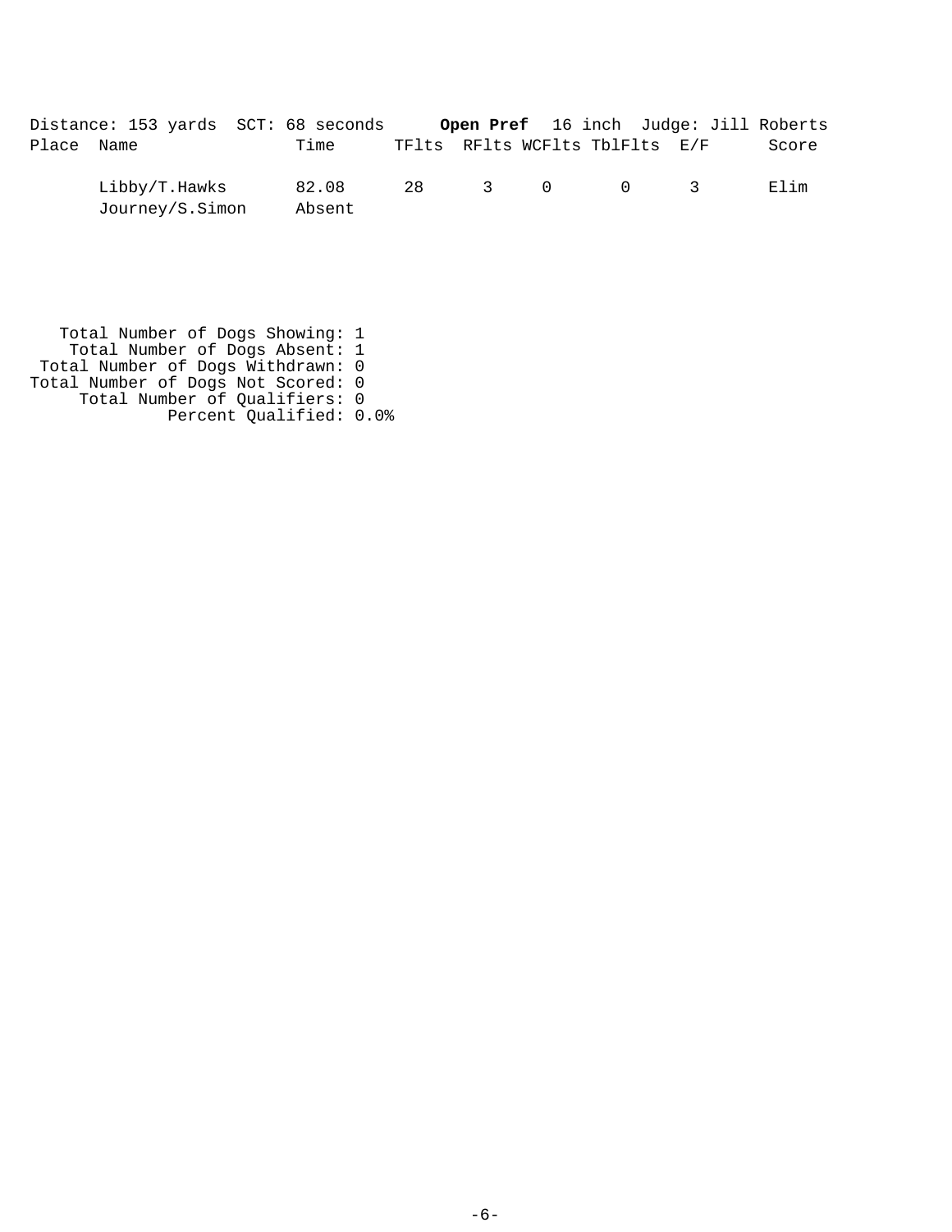Distance: 153 yards SCT: 68 seconds **Open Pref** 16 inch Judge: Jill Roberts

| Place | Name | Time | TFlts | RFlts | WCFlts | TblFlts | E/F | Score |
|---|---|---|---|---|---|---|---|---|
| | Libby/T.Hawks | 82.08 | 28 | 3 | 0 | 0 | 3 | Elim |
| | Journey/S.Simon | Absent | | | | | | |

Total Number of Dogs Showing: 1
Total Number of Dogs Absent: 1
Total Number of Dogs Withdrawn: 0
Total Number of Dogs Not Scored: 0
Total Number of Qualifiers: 0
Percent Qualified: 0.0%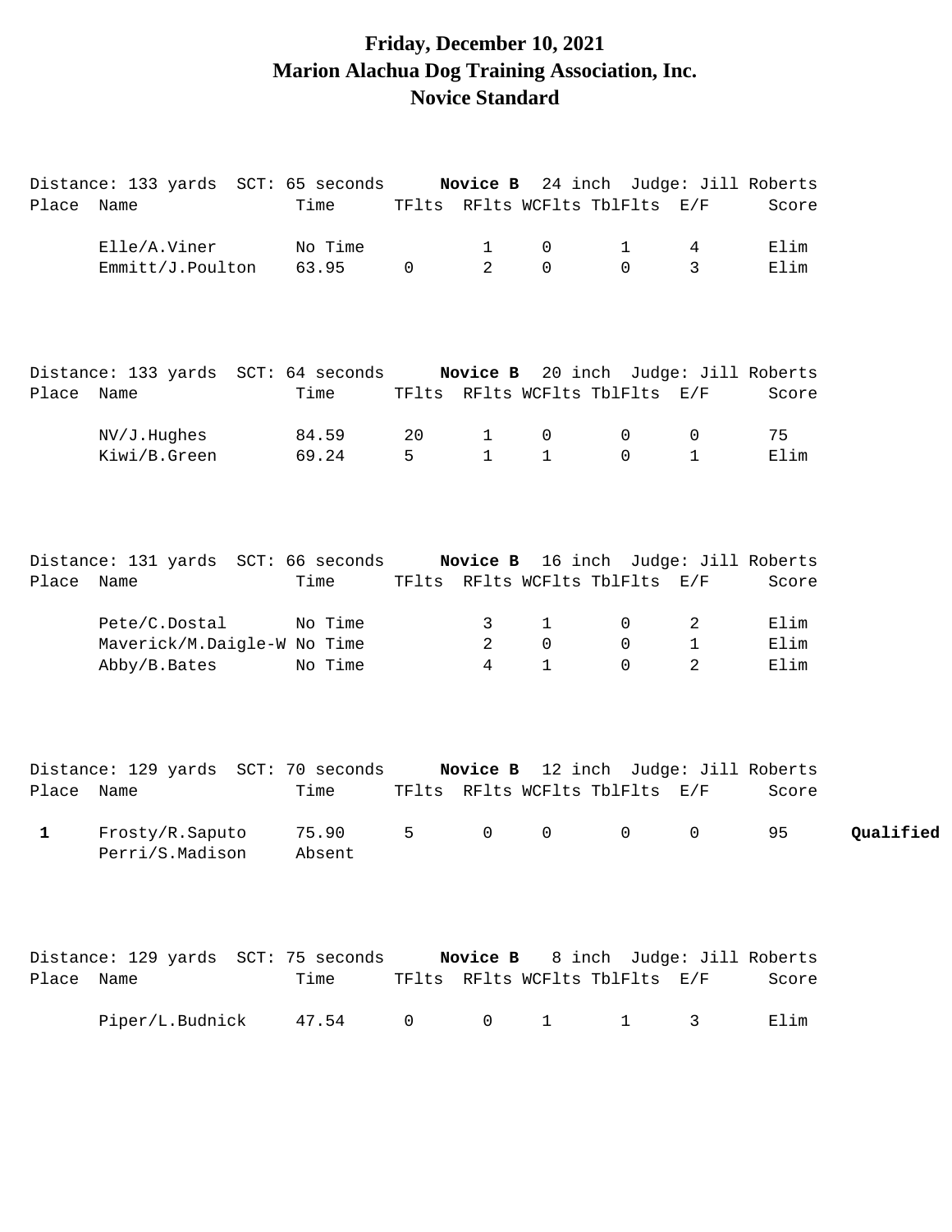# Friday, December 10, 2021
# Marion Alachua Dog Training Association, Inc.
# Novice Standard

Distance: 133 yards SCT: 65 seconds **Novice B** 24 inch Judge: Jill Roberts

| Place | Name | Time | TFlts | RFlts | WCFlts | TblFlts | E/F | Score | |
|---|---|---|---|---|---|---|---|---|---|
| | Elle/A.Viner | No Time | | 1 | 0 | 1 | 4 | Elim | |
| | Emmitt/J.Poulton | 63.95 | 0 | 2 | 0 | 0 | 3 | Elim | |

Distance: 133 yards SCT: 64 seconds **Novice B** 20 inch Judge: Jill Roberts

| Place | Name | Time | TFlts | RFlts | WCFlts | TblFlts | E/F | Score | |
|---|---|---|---|---|---|---|---|---|---|
| | NV/J.Hughes | 84.59 | 20 | 1 | 0 | 0 | 0 | 75 | |
| | Kiwi/B.Green | 69.24 | 5 | 1 | 1 | 0 | 1 | Elim | |

Distance: 131 yards SCT: 66 seconds **Novice B** 16 inch Judge: Jill Roberts

| Place | Name | Time | TFlts | RFlts | WCFlts | TblFlts | E/F | Score | |
|---|---|---|---|---|---|---|---|---|---|
| | Pete/C.Dostal | No Time | | 3 | 1 | 0 | 2 | Elim | |
| | Maverick/M.Daigle-W | No Time | | 2 | 0 | 0 | 1 | Elim | |
| | Abby/B.Bates | No Time | | 4 | 1 | 0 | 2 | Elim | |

Distance: 129 yards SCT: 70 seconds **Novice B** 12 inch Judge: Jill Roberts

| Place | Name | Time | TFlts | RFlts | WCFlts | TblFlts | E/F | Score | |
|---|---|---|---|---|---|---|---|---|---|
| **1** | Frosty/R.Saputo | 75.90 | 5 | 0 | 0 | 0 | 0 | 95 | **Qualified** |
| | Perri/S.Madison | Absent | | | | | | | |

Distance: 129 yards SCT: 75 seconds **Novice B** 8 inch Judge: Jill Roberts

| Place | Name | Time | TFlts | RFlts | WCFlts | TblFlts | E/F | Score | |
|---|---|---|---|---|---|---|---|---|---|
| | Piper/L.Budnick | 47.54 | 0 | 0 | 1 | 1 | 3 | Elim | |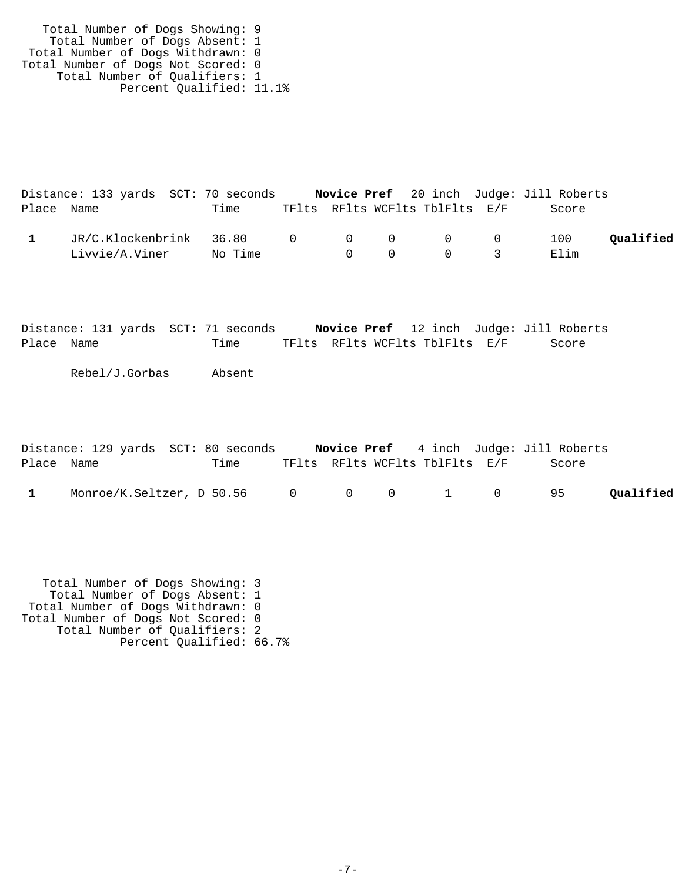Total Number of Dogs Showing: 9
Total Number of Dogs Absent: 1
Total Number of Dogs Withdrawn: 0
Total Number of Dogs Not Scored: 0
Total Number of Qualifiers: 1
Percent Qualified: 11.1%

Distance: 133 yards SCT: 70 seconds **Novice Pref** 20 inch Judge: Jill Roberts

| Place | Name | Time | TFlts | RFlts | WCFlts | TblFlts | E/F | Score | |
|---|---|---|---|---|---|---|---|---|---|
| **1** | JR/C.Klockenbrink | 36.80 | 0 | 0 | 0 | 0 | 0 | 100 | **Qualified** |
| | Livvie/A.Viner | No Time | | 0 | 0 | 0 | 3 | Elim | |

Distance: 131 yards SCT: 71 seconds **Novice Pref** 12 inch Judge: Jill Roberts

| Place | Name | Time | TFlts | RFlts | WCFlts | TblFlts | E/F | Score |
|---|---|---|---|---|---|---|---|---|
| | Rebel/J.Gorbas | Absent | | | | | | |

Distance: 129 yards SCT: 80 seconds **Novice Pref** 4 inch Judge: Jill Roberts

| Place | Name | Time | TFlts | RFlts | WCFlts | TblFlts | E/F | Score | |
|---|---|---|---|---|---|---|---|---|---|
| **1** | Monroe/K.Seltzer, D | 50.56 | 0 | 0 | 0 | 1 | 0 | 95 | **Qualified** |

Total Number of Dogs Showing: 3
Total Number of Dogs Absent: 1
Total Number of Dogs Withdrawn: 0
Total Number of Dogs Not Scored: 0
Total Number of Qualifiers: 2
Percent Qualified: 66.7%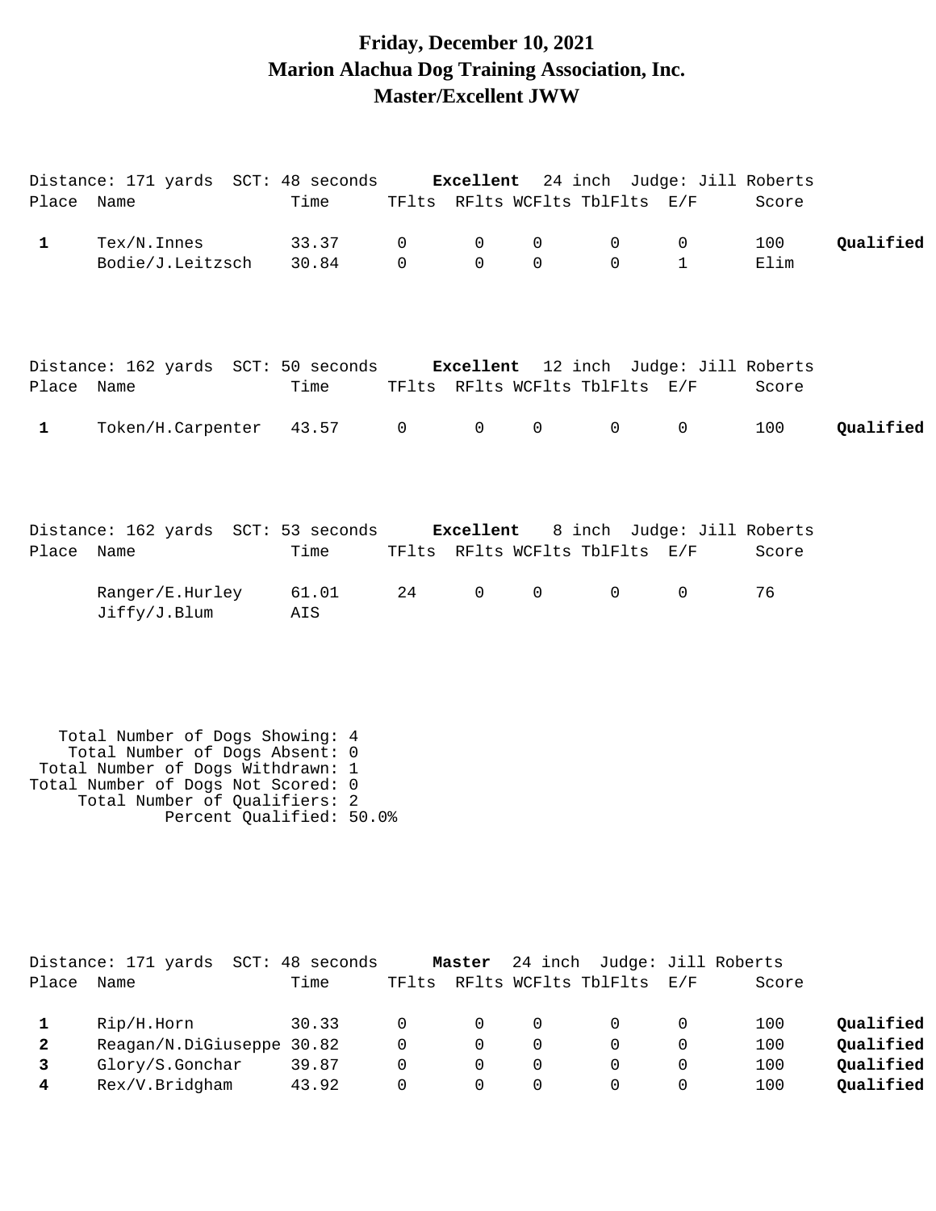# Friday, December 10, 2021
# Marion Alachua Dog Training Association, Inc.
# Master/Excellent JWW

Distance: 171 yards SCT: 48 seconds **Excellent** 24 inch Judge: Jill Roberts

| Place | Name | Time | TFlts | RFlts | WCFlts | TblFlts | E/F | Score | |
|---|---|---|---|---|---|---|---|---|---|
| **1** | Tex/N.Innes | 33.37 | 0 | 0 | 0 | 0 | 0 | 100 | **Qualified** |
| | Bodie/J.Leitzsch | 30.84 | 0 | 0 | 0 | 0 | 1 | Elim | |

Distance: 162 yards SCT: 50 seconds **Excellent** 12 inch Judge: Jill Roberts

| Place | Name | Time | TFlts | RFlts | WCFlts | TblFlts | E/F | Score | |
|---|---|---|---|---|---|---|---|---|---|
| **1** | Token/H.Carpenter | 43.57 | 0 | 0 | 0 | 0 | 0 | 100 | **Qualified** |

Distance: 162 yards SCT: 53 seconds **Excellent** 8 inch Judge: Jill Roberts

| Place | Name | Time | TFlts | RFlts | WCFlts | TblFlts | E/F | Score | |
|---|---|---|---|---|---|---|---|---|---|
| | Ranger/E.Hurley | 61.01 | 24 | 0 | 0 | 0 | 0 | 76 | |
| | Jiffy/J.Blum | AIS | | | | | | | |

Total Number of Dogs Showing: 4
Total Number of Dogs Absent: 0
Total Number of Dogs Withdrawn: 1
Total Number of Dogs Not Scored: 0
Total Number of Qualifiers: 2
Percent Qualified: 50.0%

Distance: 171 yards SCT: 48 seconds **Master** 24 inch Judge: Jill Roberts

| Place | Name | Time | TFlts | RFlts | WCFlts | TblFlts | E/F | Score | |
|---|---|---|---|---|---|---|---|---|---|
| **1** | Rip/H.Horn | 30.33 | 0 | 0 | 0 | 0 | 0 | 100 | **Qualified** |
| **2** | Reagan/N.DiGiuseppe | 30.82 | 0 | 0 | 0 | 0 | 0 | 100 | **Qualified** |
| **3** | Glory/S.Gonchar | 39.87 | 0 | 0 | 0 | 0 | 0 | 100 | **Qualified** |
| **4** | Rex/V.Bridgham | 43.92 | 0 | 0 | 0 | 0 | 0 | 100 | **Qualified** |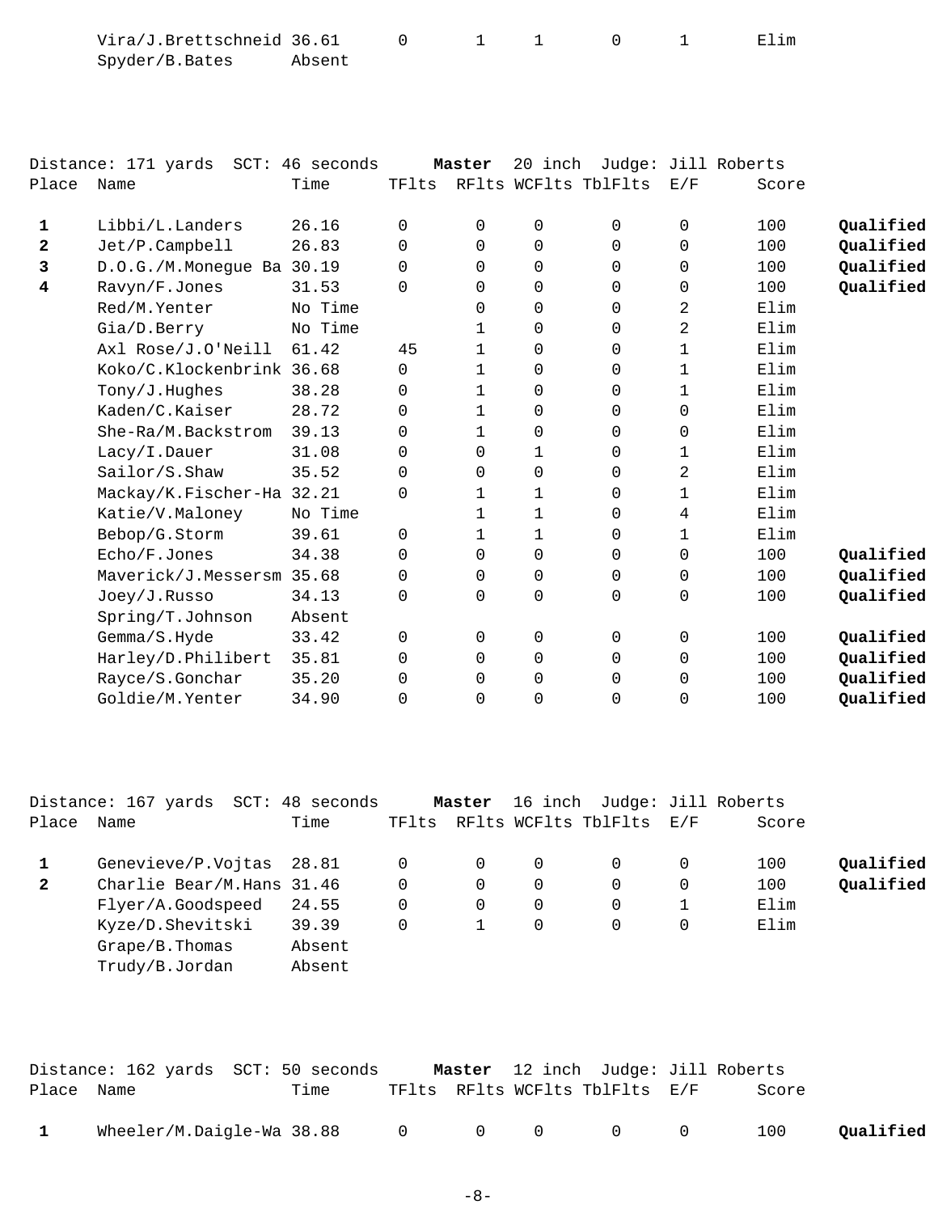| Place | Name | Time | TFlts | RFlts | WCFlts | TblFlts | E/F | Score | |
|---|---|---|---|---|---|---|---|---|---|
| | Vira/J.Brettschneid | 36.61 | 0 | 1 | 1 | 0 | 1 | Elim | |
| | Spyder/B.Bates | Absent | | | | | | | |

Distance: 171 yards SCT: 46 seconds **Master** 20 inch Judge: Jill Roberts

| Place | Name | Time | TFlts | RFlts | WCFlts | TblFlts | E/F | Score | |
|---|---|---|---|---|---|---|---|---|---|
| **1** | Libbi/L.Landers | 26.16 | 0 | 0 | 0 | 0 | 0 | 100 | **Qualified** |
| **2** | Jet/P.Campbell | 26.83 | 0 | 0 | 0 | 0 | 0 | 100 | **Qualified** |
| **3** | D.O.G./M.Monegue Ba | 30.19 | 0 | 0 | 0 | 0 | 0 | 100 | **Qualified** |
| **4** | Ravyn/F.Jones | 31.53 | 0 | 0 | 0 | 0 | 0 | 100 | **Qualified** |
| | Red/M.Yenter | No Time | | 0 | 0 | 0 | 2 | Elim | |
| | Gia/D.Berry | No Time | | 1 | 0 | 0 | 2 | Elim | |
| | Axl Rose/J.O'Neill | 61.42 | 45 | 1 | 0 | 0 | 1 | Elim | |
| | Koko/C.Klockenbrink | 36.68 | 0 | 1 | 0 | 0 | 1 | Elim | |
| | Tony/J.Hughes | 38.28 | 0 | 1 | 0 | 0 | 1 | Elim | |
| | Kaden/C.Kaiser | 28.72 | 0 | 1 | 0 | 0 | 0 | Elim | |
| | She-Ra/M.Backstrom | 39.13 | 0 | 1 | 0 | 0 | 0 | Elim | |
| | Lacy/I.Dauer | 31.08 | 0 | 0 | 1 | 0 | 1 | Elim | |
| | Sailor/S.Shaw | 35.52 | 0 | 0 | 0 | 0 | 2 | Elim | |
| | Mackay/K.Fischer-Ha | 32.21 | 0 | 1 | 1 | 0 | 1 | Elim | |
| | Katie/V.Maloney | No Time | | 1 | 1 | 0 | 4 | Elim | |
| | Bebop/G.Storm | 39.61 | 0 | 1 | 1 | 0 | 1 | Elim | |
| | Echo/F.Jones | 34.38 | 0 | 0 | 0 | 0 | 0 | 100 | **Qualified** |
| | Maverick/J.Messersm | 35.68 | 0 | 0 | 0 | 0 | 0 | 100 | **Qualified** |
| | Joey/J.Russo | 34.13 | 0 | 0 | 0 | 0 | 0 | 100 | **Qualified** |
| | Spring/T.Johnson | Absent | | | | | | | |
| | Gemma/S.Hyde | 33.42 | 0 | 0 | 0 | 0 | 0 | 100 | **Qualified** |
| | Harley/D.Philibert | 35.81 | 0 | 0 | 0 | 0 | 0 | 100 | **Qualified** |
| | Rayce/S.Gonchar | 35.20 | 0 | 0 | 0 | 0 | 0 | 100 | **Qualified** |
| | Goldie/M.Yenter | 34.90 | 0 | 0 | 0 | 0 | 0 | 100 | **Qualified** |

Distance: 167 yards SCT: 48 seconds **Master** 16 inch Judge: Jill Roberts

| Place | Name | Time | TFlts | RFlts | WCFlts | TblFlts | E/F | Score | |
|---|---|---|---|---|---|---|---|---|---|
| **1** | Genevieve/P.Vojtas | 28.81 | 0 | 0 | 0 | 0 | 0 | 100 | **Qualified** |
| **2** | Charlie Bear/M.Hans | 31.46 | 0 | 0 | 0 | 0 | 0 | 100 | **Qualified** |
| | Flyer/A.Goodspeed | 24.55 | 0 | 0 | 0 | 0 | 1 | Elim | |
| | Kyze/D.Shevitski | 39.39 | 0 | 1 | 0 | 0 | 0 | Elim | |
| | Grape/B.Thomas | Absent | | | | | | | |
| | Trudy/B.Jordan | Absent | | | | | | | |

Distance: 162 yards SCT: 50 seconds **Master** 12 inch Judge: Jill Roberts

| Place | Name | Time | TFlts | RFlts | WCFlts | TblFlts | E/F | Score | |
|---|---|---|---|---|---|---|---|---|---|
| **1** | Wheeler/M.Daigle-Wa | 38.88 | 0 | 0 | 0 | 0 | 0 | 100 | **Qualified** |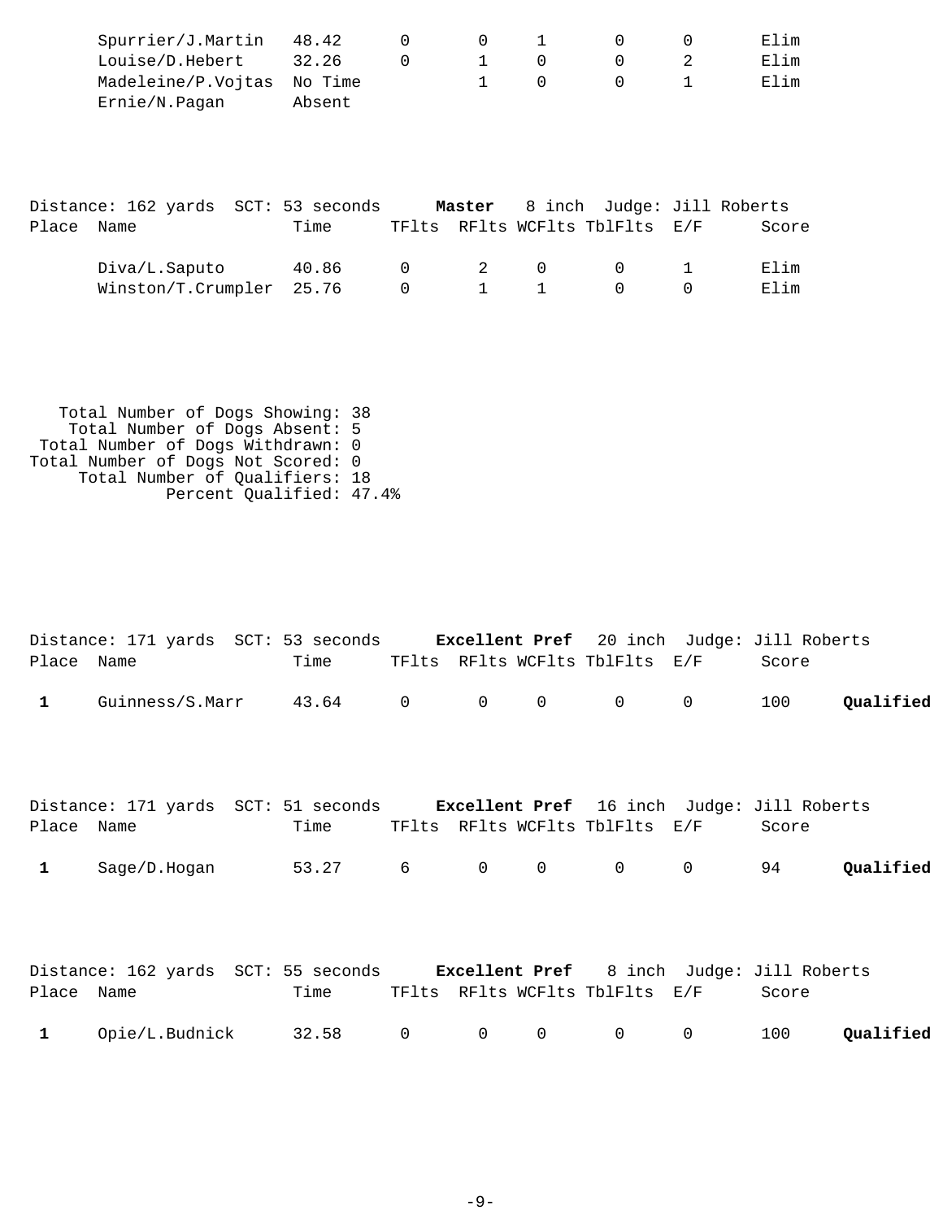| Place | Name | Time | TFlts | RFlts | WCFlts | TblFlts | E/F | Score | |
|---|---|---|---|---|---|---|---|---|---|
| | Spurrier/J.Martin | 48.42 | 0 | 0 | 1 | 0 | 0 | Elim | |
| | Louise/D.Hebert | 32.26 | 0 | 1 | 0 | 0 | 2 | Elim | |
| | Madeleine/P.Vojtas | No Time | | 1 | 0 | 0 | 1 | Elim | |
| | Ernie/N.Pagan | Absent | | | | | | | |

Distance: 162 yards SCT: 53 seconds **Master** 8 inch Judge: Jill Roberts

| Place | Name | Time | TFlts | RFlts | WCFlts | TblFlts | E/F | Score |
|---|---|---|---|---|---|---|---|---|
| | Diva/L.Saputo | 40.86 | 0 | 2 | 0 | 0 | 1 | Elim |
| | Winston/T.Crumpler | 25.76 | 0 | 1 | 1 | 0 | 0 | Elim |

Total Number of Dogs Showing: 38
Total Number of Dogs Absent: 5
Total Number of Dogs Withdrawn: 0
Total Number of Dogs Not Scored: 0
Total Number of Qualifiers: 18
Percent Qualified: 47.4%

Distance: 171 yards SCT: 53 seconds **Excellent Pref** 20 inch Judge: Jill Roberts

| Place | Name | Time | TFlts | RFlts | WCFlts | TblFlts | E/F | Score | |
|---|---|---|---|---|---|---|---|---|---|
| **1** | Guinness/S.Marr | 43.64 | 0 | 0 | 0 | 0 | 0 | 100 | **Qualified** |

Distance: 171 yards SCT: 51 seconds **Excellent Pref** 16 inch Judge: Jill Roberts

| Place | Name | Time | TFlts | RFlts | WCFlts | TblFlts | E/F | Score | |
|---|---|---|---|---|---|---|---|---|---|
| **1** | Sage/D.Hogan | 53.27 | 6 | 0 | 0 | 0 | 0 | 94 | **Qualified** |

Distance: 162 yards SCT: 55 seconds **Excellent Pref** 8 inch Judge: Jill Roberts

| Place | Name | Time | TFlts | RFlts | WCFlts | TblFlts | E/F | Score | |
|---|---|---|---|---|---|---|---|---|---|
| **1** | Opie/L.Budnick | 32.58 | 0 | 0 | 0 | 0 | 0 | 100 | **Qualified** |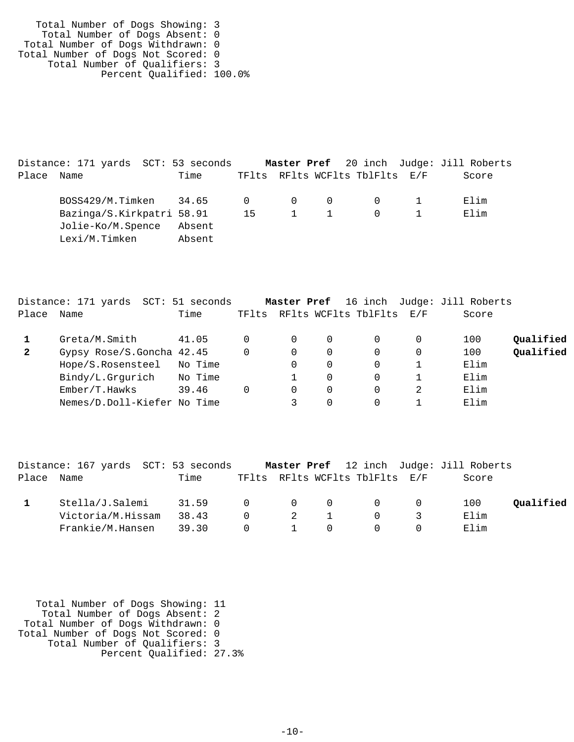Total Number of Dogs Showing: 3
Total Number of Dogs Absent: 0
Total Number of Dogs Withdrawn: 0
Total Number of Dogs Not Scored: 0
Total Number of Qualifiers: 3
Percent Qualified: 100.0%

Distance: 171 yards SCT: 53 seconds **Master Pref** 20 inch Judge: Jill Roberts

| Place | Name | Time | TFlts | RFlts | WCFlts | TblFlts | E/F | Score | |
|---|---|---|---|---|---|---|---|---|---|
| | BOSS429/M.Timken | 34.65 | 0 | 0 | 0 | 0 | 1 | Elim | |
| | Bazinga/S.Kirkpatri | 58.91 | 15 | 1 | 1 | 0 | 1 | Elim | |
| | Jolie-Ko/M.Spence | Absent | | | | | | | |
| | Lexi/M.Timken | Absent | | | | | | | |

Distance: 171 yards SCT: 51 seconds **Master Pref** 16 inch Judge: Jill Roberts

| Place | Name | Time | TFlts | RFlts | WCFlts | TblFlts | E/F | Score | |
|---|---|---|---|---|---|---|---|---|---|
| **1** | Greta/M.Smith | 41.05 | 0 | 0 | 0 | 0 | 0 | 100 | **Qualified** |
| **2** | Gypsy Rose/S.Goncha | 42.45 | 0 | 0 | 0 | 0 | 0 | 100 | **Qualified** |
| | Hope/S.Rosensteel | No Time | | 0 | 0 | 0 | 1 | Elim | |
| | Bindy/L.Grgurich | No Time | | 1 | 0 | 0 | 1 | Elim | |
| | Ember/T.Hawks | 39.46 | 0 | 0 | 0 | 0 | 2 | Elim | |
| | Nemes/D.Doll-Kiefer | No Time | | 3 | 0 | 0 | 1 | Elim | |

Distance: 167 yards SCT: 53 seconds **Master Pref** 12 inch Judge: Jill Roberts

| Place | Name | Time | TFlts | RFlts | WCFlts | TblFlts | E/F | Score | |
|---|---|---|---|---|---|---|---|---|---|
| **1** | Stella/J.Salemi | 31.59 | 0 | 0 | 0 | 0 | 0 | 100 | **Qualified** |
| | Victoria/M.Hissam | 38.43 | 0 | 2 | 1 | 0 | 3 | Elim | |
| | Frankie/M.Hansen | 39.30 | 0 | 1 | 0 | 0 | 0 | Elim | |

Total Number of Dogs Showing: 11
Total Number of Dogs Absent: 2
Total Number of Dogs Withdrawn: 0
Total Number of Dogs Not Scored: 0
Total Number of Qualifiers: 3
Percent Qualified: 27.3%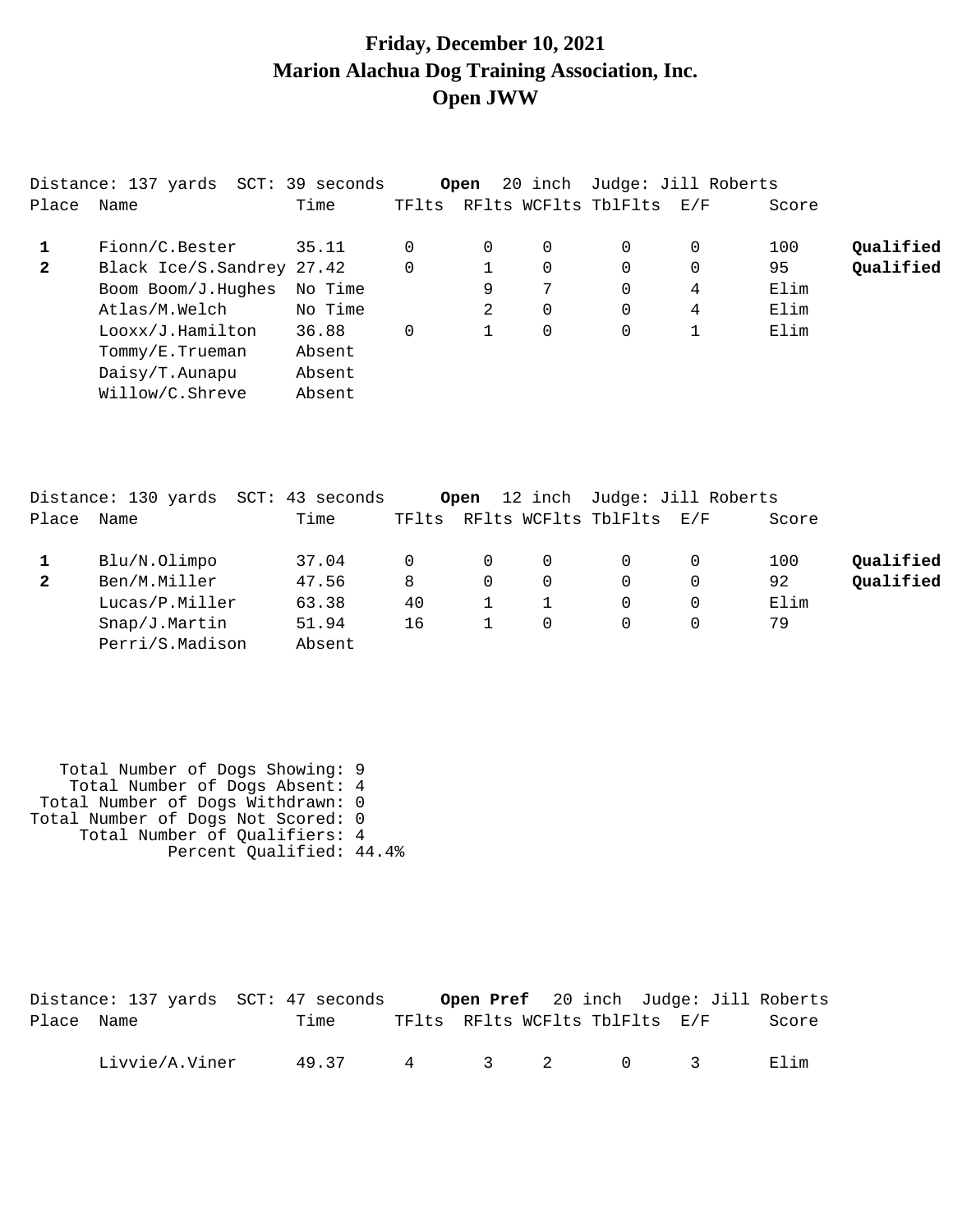# Friday, December 10, 2021
# Marion Alachua Dog Training Association, Inc.
# Open JWW

Distance: 137 yards SCT: 39 seconds **Open** 20 inch Judge: Jill Roberts

| Place | Name | Time | TFlts | RFlts | WCFlts | TblFlts | E/F | Score | |
|---|---|---|---|---|---|---|---|---|---|
| **1** | Fionn/C.Bester | 35.11 | 0 | 0 | 0 | 0 | 0 | 100 | **Qualified** |
| **2** | Black Ice/S.Sandrey | 27.42 | 0 | 1 | 0 | 0 | 0 | 95 | **Qualified** |
| | Boom Boom/J.Hughes | No Time | | 9 | 7 | 0 | 4 | Elim | |
| | Atlas/M.Welch | No Time | | 2 | 0 | 0 | 4 | Elim | |
| | Looxx/J.Hamilton | 36.88 | 0 | 1 | 0 | 0 | 1 | Elim | |
| | Tommy/E.Trueman | Absent | | | | | | | |
| | Daisy/T.Aunapu | Absent | | | | | | | |
| | Willow/C.Shreve | Absent | | | | | | | |

Distance: 130 yards SCT: 43 seconds **Open** 12 inch Judge: Jill Roberts

| Place | Name | Time | TFlts | RFlts | WCFlts | TblFlts | E/F | Score | |
|---|---|---|---|---|---|---|---|---|---|
| **1** | Blu/N.Olimpo | 37.04 | 0 | 0 | 0 | 0 | 0 | 100 | **Qualified** |
| **2** | Ben/M.Miller | 47.56 | 8 | 0 | 0 | 0 | 0 | 92 | **Qualified** |
| | Lucas/P.Miller | 63.38 | 40 | 1 | 1 | 0 | 0 | Elim | |
| | Snap/J.Martin | 51.94 | 16 | 1 | 0 | 0 | 0 | 79 | |
| | Perri/S.Madison | Absent | | | | | | | |

Total Number of Dogs Showing: 9
Total Number of Dogs Absent: 4
Total Number of Dogs Withdrawn: 0
Total Number of Dogs Not Scored: 0
Total Number of Qualifiers: 4
Percent Qualified: 44.4%

Distance: 137 yards SCT: 47 seconds **Open Pref** 20 inch Judge: Jill Roberts

| Place | Name | Time | TFlts | RFlts | WCFlts | TblFlts | E/F | Score |
|---|---|---|---|---|---|---|---|---|
| | Livvie/A.Viner | 49.37 | 4 | 3 | 2 | 0 | 3 | Elim |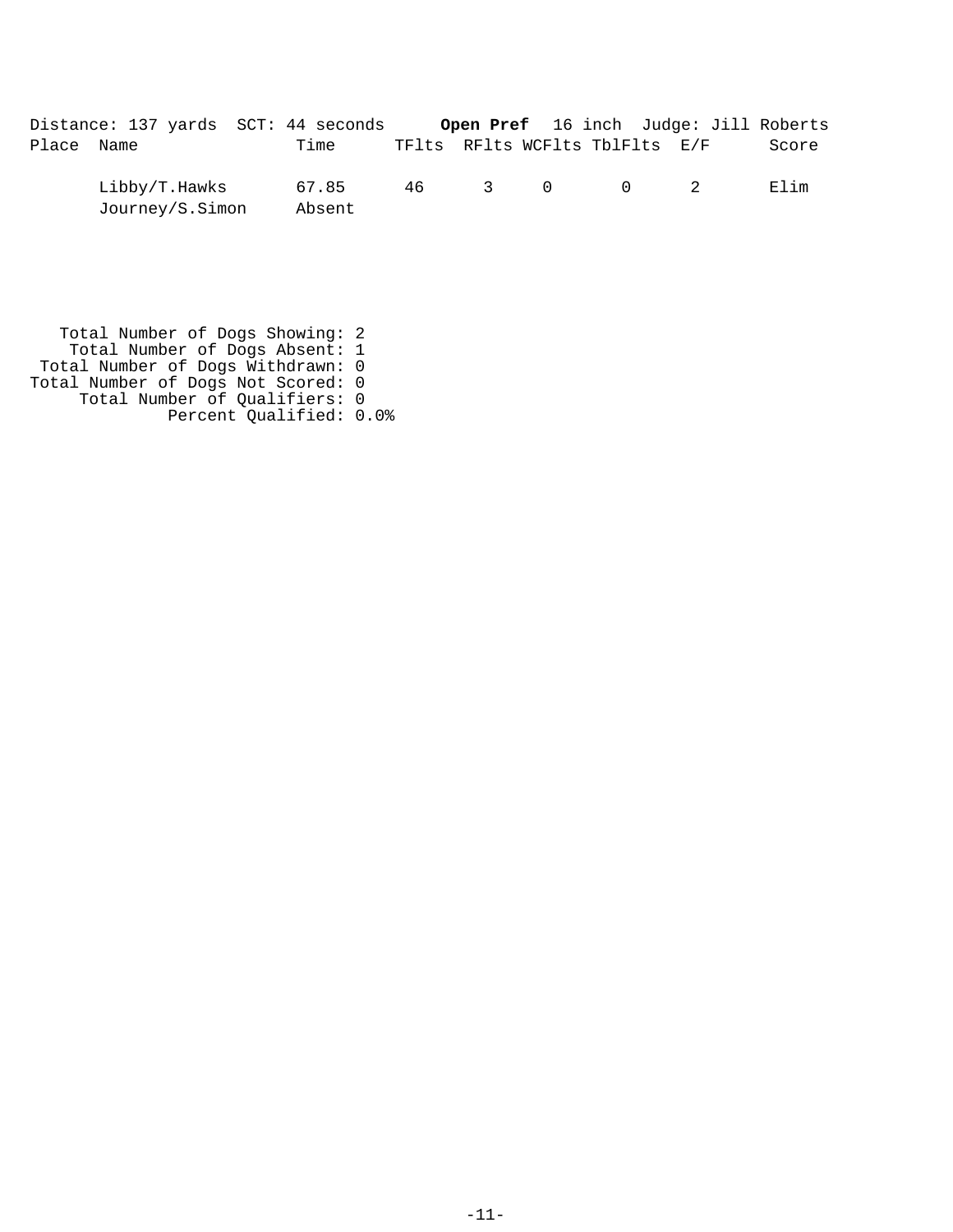Distance: 137 yards SCT: 44 seconds **Open Pref** 16 inch Judge: Jill Roberts

| Place | Name | Time | TFlts | RFlts | WCFlts | TblFlts | E/F | Score |
|---|---|---|---|---|---|---|---|---|
| | Libby/T.Hawks | 67.85 | 46 | 3 | 0 | 0 | 2 | Elim |
| | Journey/S.Simon | Absent | | | | | | |

Total Number of Dogs Showing: 2
Total Number of Dogs Absent: 1
Total Number of Dogs Withdrawn: 0
Total Number of Dogs Not Scored: 0
Total Number of Qualifiers: 0
Percent Qualified: 0.0%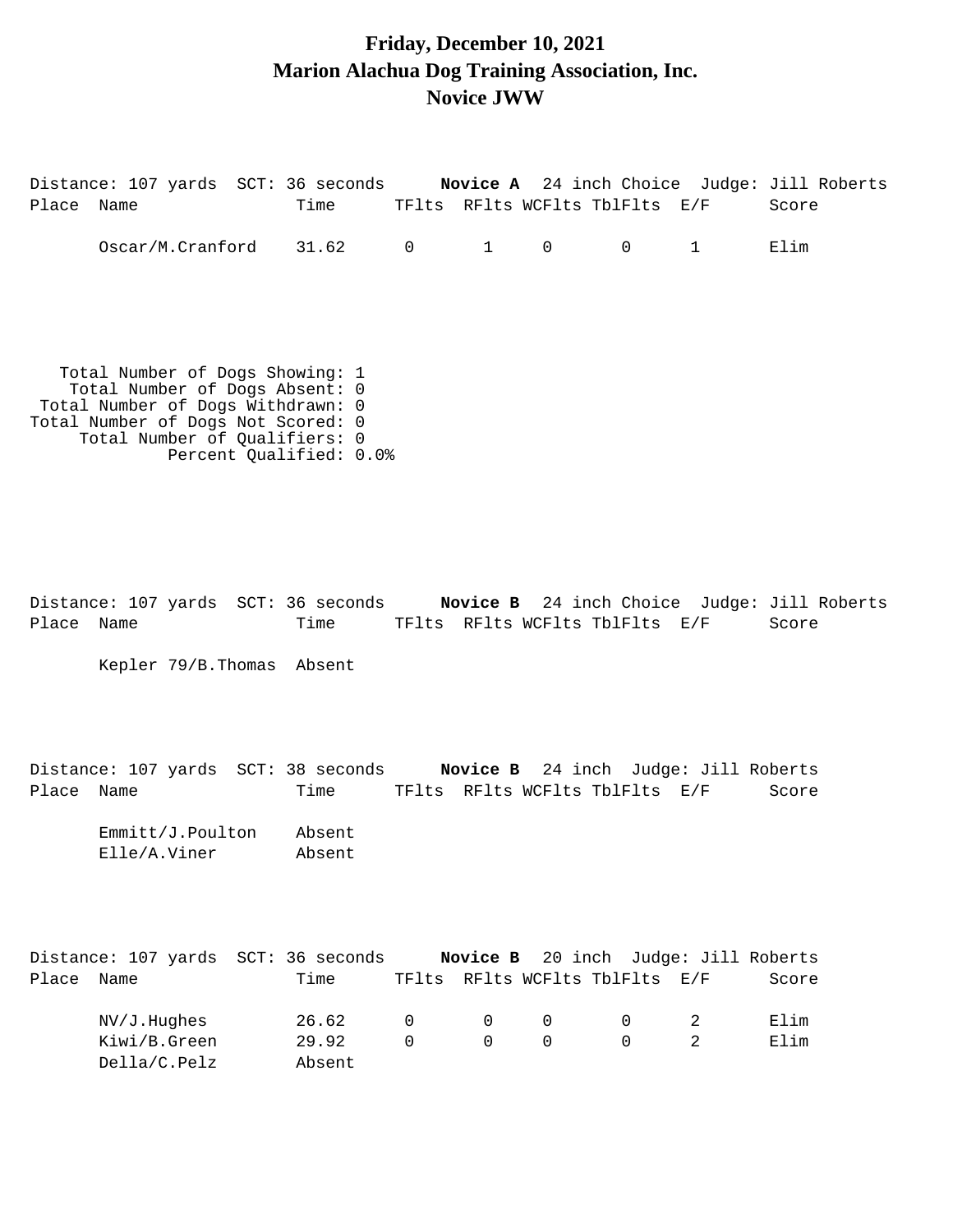# Friday, December 10, 2021
# Marion Alachua Dog Training Association, Inc.
# Novice JWW

Distance: 107 yards  SCT: 36 seconds  **Novice A**  24 inch Choice  Judge: Jill Roberts

| Place | Name | Time | TFlts | RFlts | WCFlts | TblFlts | E/F | Score |
|---|---|---|---|---|---|---|---|---|
| | Oscar/M.Cranford | 31.62 | 0 | 1 | 0 | 0 | 1 | Elim |

Total Number of Dogs Showing: 1
Total Number of Dogs Absent: 0
Total Number of Dogs Withdrawn: 0
Total Number of Dogs Not Scored: 0
Total Number of Qualifiers: 0
Percent Qualified: 0.0%

Distance: 107 yards  SCT: 36 seconds  **Novice B**  24 inch Choice  Judge: Jill Roberts

| Place | Name | Time | TFlts | RFlts | WCFlts | TblFlts | E/F | Score |
|---|---|---|---|---|---|---|---|---|
| | Kepler 79/B.Thomas | Absent | | | | | | |

Distance: 107 yards  SCT: 38 seconds  **Novice B**  24 inch  Judge: Jill Roberts

| Place | Name | Time | TFlts | RFlts | WCFlts | TblFlts | E/F | Score |
|---|---|---|---|---|---|---|---|---|
| | Emmitt/J.Poulton | Absent | | | | | | |
| | Elle/A.Viner | Absent | | | | | | |

Distance: 107 yards  SCT: 36 seconds  **Novice B**  20 inch  Judge: Jill Roberts

| Place | Name | Time | TFlts | RFlts | WCFlts | TblFlts | E/F | Score |
|---|---|---|---|---|---|---|---|---|
| | NV/J.Hughes | 26.62 | 0 | 0 | 0 | 0 | 2 | Elim |
| | Kiwi/B.Green | 29.92 | 0 | 0 | 0 | 0 | 2 | Elim |
| | Della/C.Pelz | Absent | | | | | | |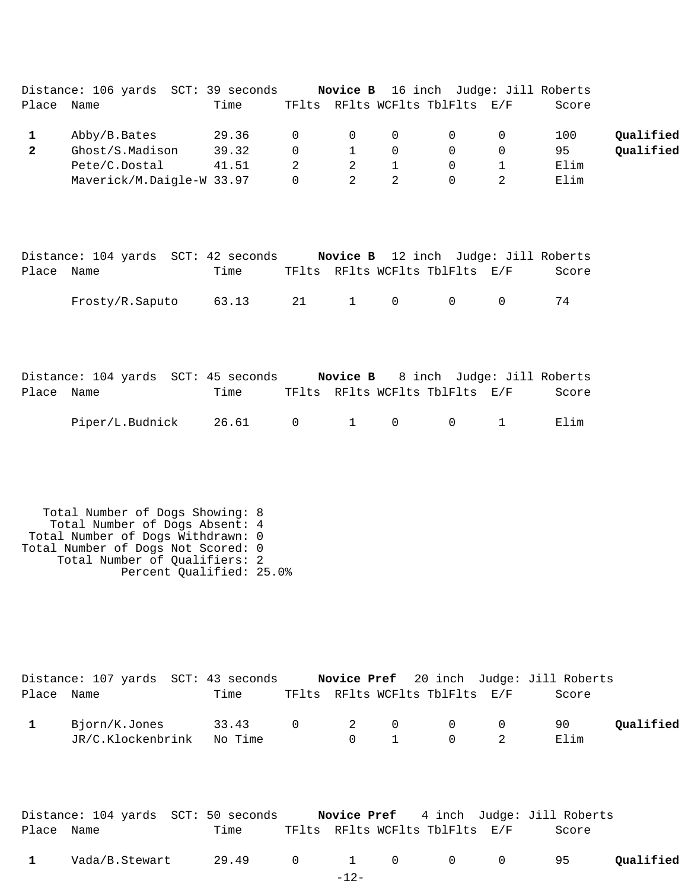Distance: 106 yards SCT: 39 seconds **Novice B** 16 inch Judge: Jill Roberts

| Place | Name | Time | TFlts | RFlts | WCFlts | TblFlts | E/F | Score | |
|---|---|---|---|---|---|---|---|---|---|
| **1** | Abby/B.Bates | 29.36 | 0 | 0 | 0 | 0 | 0 | 100 | **Qualified** |
| **2** | Ghost/S.Madison | 39.32 | 0 | 1 | 0 | 0 | 0 | 95 | **Qualified** |
| | Pete/C.Dostal | 41.51 | 2 | 2 | 1 | 0 | 1 | Elim | |
| | Maverick/M.Daigle-W | 33.97 | 0 | 2 | 2 | 0 | 2 | Elim | |

Distance: 104 yards SCT: 42 seconds **Novice B** 12 inch Judge: Jill Roberts

| Place | Name | Time | TFlts | RFlts | WCFlts | TblFlts | E/F | Score |
|---|---|---|---|---|---|---|---|---|
| | Frosty/R.Saputo | 63.13 | 21 | 1 | 0 | 0 | 0 | 74 |

Distance: 104 yards SCT: 45 seconds **Novice B** 8 inch Judge: Jill Roberts

| Place | Name | Time | TFlts | RFlts | WCFlts | TblFlts | E/F | Score |
|---|---|---|---|---|---|---|---|---|
| | Piper/L.Budnick | 26.61 | 0 | 1 | 0 | 0 | 1 | Elim |

Total Number of Dogs Showing: 8
Total Number of Dogs Absent: 4
Total Number of Dogs Withdrawn: 0
Total Number of Dogs Not Scored: 0
Total Number of Qualifiers: 2
Percent Qualified: 25.0%

Distance: 107 yards SCT: 43 seconds **Novice Pref** 20 inch Judge: Jill Roberts

| Place | Name | Time | TFlts | RFlts | WCFlts | TblFlts | E/F | Score | |
|---|---|---|---|---|---|---|---|---|---|
| **1** | Bjorn/K.Jones | 33.43 | 0 | 2 | 0 | 0 | 0 | 90 | **Qualified** |
| | JR/C.Klockenbrink | No Time | | 0 | 1 | 0 | 2 | Elim | |

Distance: 104 yards SCT: 50 seconds **Novice Pref** 4 inch Judge: Jill Roberts

| Place | Name | Time | TFlts | RFlts | WCFlts | TblFlts | E/F | Score | |
|---|---|---|---|---|---|---|---|---|---|
| **1** | Vada/B.Stewart | 29.49 | 0 | 1 | 0 | 0 | 0 | 95 | **Qualified** |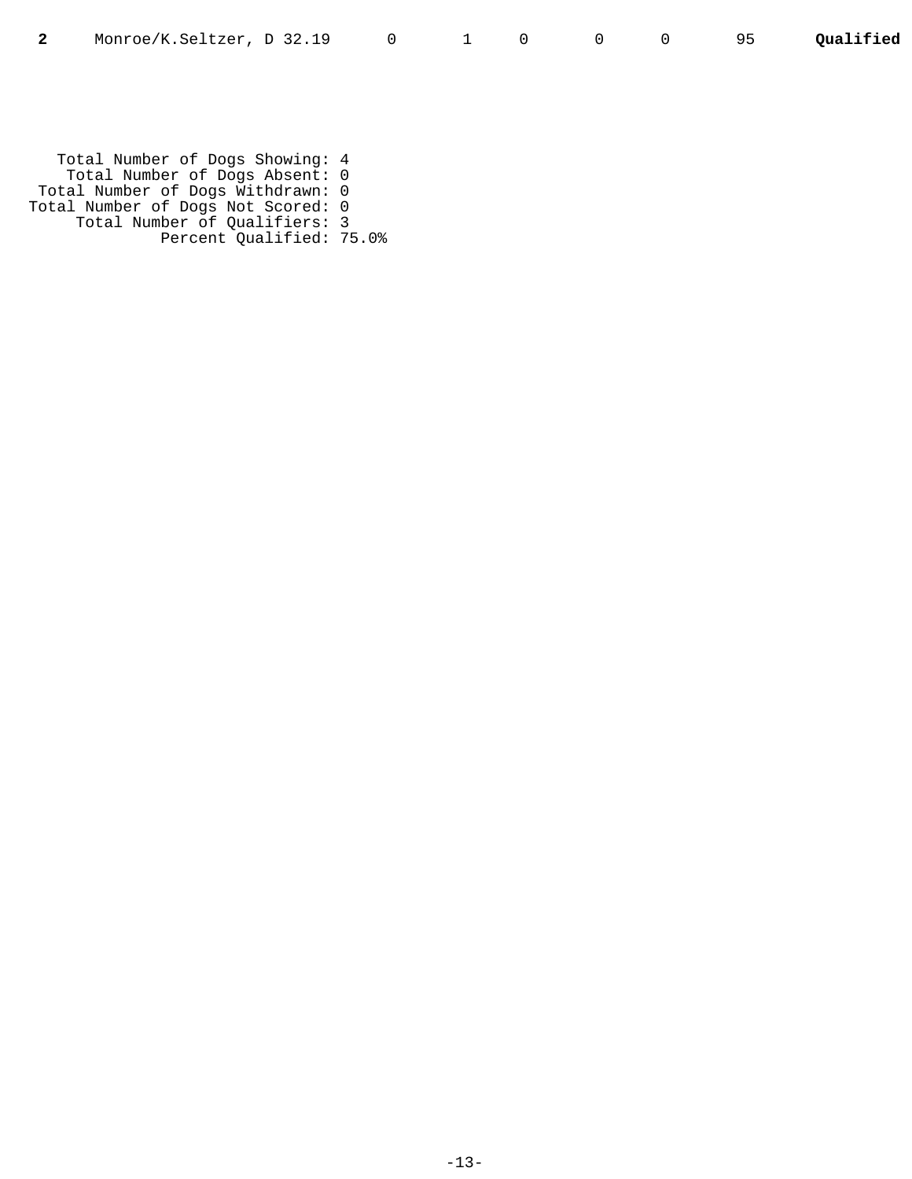| | | | | | | | | | |
|---|---|---|---|---|---|---|---|---|---|
| **2** | Monroe/K.Seltzer, D | 32.19 | 0 | 1 | 0 | 0 | 0 | 95 | **Qualified** |

Total Number of Dogs Showing: 4
Total Number of Dogs Absent: 0
Total Number of Dogs Withdrawn: 0
Total Number of Dogs Not Scored: 0
Total Number of Qualifiers: 3
Percent Qualified: 75.0%